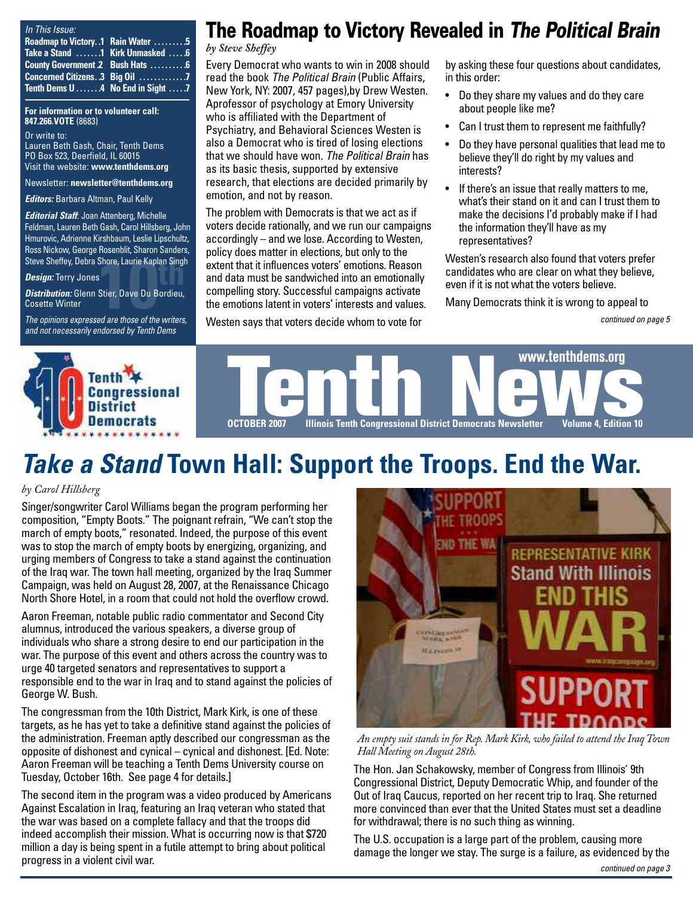*In This Issue:*

| | | | |
|---|---|---|---|
| Roadmap to Victory | 1 | Rain Water | 5 |
| Take a Stand | 1 | Kirk Unmasked | 6 |
| County Government | 2 | Bush Hats | 6 |
| Concerned Citizens | 3 | Big Oil | 7 |
| Tenth Dems U | 4 | No End in Sight | 7 |

**For information or to volunteer call: 847.266.VOTE** (8683)

Or write to:
Lauren Beth Gash, Chair, Tenth Dems
PO Box 523, Deerfield, IL 60015
Visit the website: **www.tenthdems.org**

Newsletter: **newsletter@tenthdems.org**

***Editors:*** Barbara Altman, Paul Kelly

***Editorial Staff*:** Joan Attenberg, Michelle Feldman, Lauren Beth Gash, Carol Hillsberg, John Hmurovic, Adrienne Kirshbaum, Leslie Lipschultz, Ross Nickow, George Rosenblit, Sharon Sanders, Steve Sheffey, Debra Shore, Laurie Kaplan Singh

***Design:*** Terry Jones

***Distribution:*** Glenn Stier, Dave Du Bordieu, Cosette Winter

*The opinions expressed are those of the writers, and not necessarily endorsed by Tenth Dems*

# The Roadmap to Victory Revealed in *The Political Brain*

*by Steve Sheffey*

Every Democrat who wants to win in 2008 should read the book *The Political Brain* (Public Affairs, New York, NY: 2007, 457 pages),by Drew Westen. Aprofessor of psychology at Emory University who is affiliated with the Department of Psychiatry, and Behavioral Sciences Westen is also a Democrat who is tired of losing elections that we should have won. *The Political Brain* has as its basic thesis, supported by extensive research, that elections are decided primarily by emotion, and not by reason.

The problem with Democrats is that we act as if voters decide rationally, and we run our campaigns accordingly – and we lose. According to Westen, policy does matter in elections, but only to the extent that it influences voters' emotions. Reason and data must be sandwiched into an emotionally compelling story. Successful campaigns activate the emotions latent in voters' interests and values.

Westen says that voters decide whom to vote for by asking these four questions about candidates, in this order:

- Do they share my values and do they care about people like me?
- Can I trust them to represent me faithfully?
- Do they have personal qualities that lead me to believe they'll do right by my values and interests?
- If there's an issue that really matters to me, what's their stand on it and can I trust them to make the decisions I'd probably make if I had the information they'll have as my representatives?

Westen's research also found that voters prefer candidates who are clear on what they believe, even if it is not what the voters believe.

Many Democrats think it is wrong to appeal to

*continued on page 5*

**Tenth Congressional District Democrats**

# Tenth News

www.tenthdems.org

**OCTOBER 2007** | **Illinois Tenth Congressional District Democrats Newsletter** | **Volume 4, Edition 10**

# *Take a Stand* Town Hall: Support the Troops. End the War.

*by Carol Hillsberg*

Singer/songwriter Carol Williams began the program performing her composition, "Empty Boots." The poignant refrain, "We can't stop the march of empty boots," resonated. Indeed, the purpose of this event was to stop the march of empty boots by energizing, organizing, and urging members of Congress to take a stand against the continuation of the Iraq war. The town hall meeting, organized by the Iraq Summer Campaign, was held on August 28, 2007, at the Renaissance Chicago North Shore Hotel, in a room that could not hold the overflow crowd.

Aaron Freeman, notable public radio commentator and Second City alumnus, introduced the various speakers, a diverse group of individuals who share a strong desire to end our participation in the war. The purpose of this event and others across the country was to urge 40 targeted senators and representatives to support a responsible end to the war in Iraq and to stand against the policies of George W. Bush.

The congressman from the 10th District, Mark Kirk, is one of these targets, as he has yet to take a definitive stand against the policies of the administration. Freeman aptly described our congressman as the opposite of dishonest and cynical – cynical and dishonest. [Ed. Note: Aaron Freeman will be teaching a Tenth Dems University course on Tuesday, October 16th. See page 4 for details.]

The second item in the program was a video produced by Americans Against Escalation in Iraq, featuring an Iraq veteran who stated that the war was based on a complete fallacy and that the troops did indeed accomplish their mission. What is occurring now is that $720 million a day is being spent in a futile attempt to bring about political progress in a violent civil war.

*An empty suit stands in for Rep. Mark Kirk, who failed to attend the Iraq Town Hall Meeting on August 28th.*

The Hon. Jan Schakowsky, member of Congress from Illinois' 9th Congressional District, Deputy Democratic Whip, and founder of the Out of Iraq Caucus, reported on her recent trip to Iraq. She returned more convinced than ever that the United States must set a deadline for withdrawal; there is no such thing as winning.

The U.S. occupation is a large part of the problem, causing more damage the longer we stay. The surge is a failure, as evidenced by the

*continued on page 3*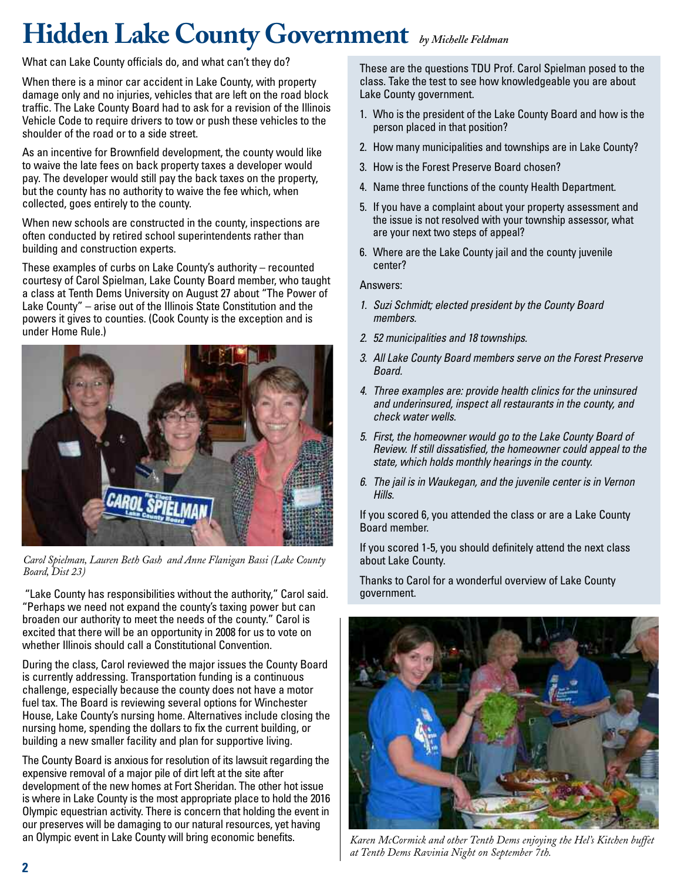# Hidden Lake County Government *by Michelle Feldman*

What can Lake County officials do, and what can't they do?

When there is a minor car accident in Lake County, with property damage only and no injuries, vehicles that are left on the road block traffic. The Lake County Board had to ask for a revision of the Illinois Vehicle Code to require drivers to tow or push these vehicles to the shoulder of the road or to a side street.

As an incentive for Brownfield development, the county would like to waive the late fees on back property taxes a developer would pay. The developer would still pay the back taxes on the property, but the county has no authority to waive the fee which, when collected, goes entirely to the county.

When new schools are constructed in the county, inspections are often conducted by retired school superintendents rather than building and construction experts.

These examples of curbs on Lake County's authority – recounted courtesy of Carol Spielman, Lake County Board member, who taught a class at Tenth Dems University on August 27 about "The Power of Lake County" – arise out of the Illinois State Constitution and the powers it gives to counties. (Cook County is the exception and is under Home Rule.)

*Carol Spielman, Lauren Beth Gash and Anne Flanigan Bassi (Lake County Board, Dist 23)*

"Lake County has responsibilities without the authority," Carol said. "Perhaps we need not expand the county's taxing power but can broaden our authority to meet the needs of the county." Carol is excited that there will be an opportunity in 2008 for us to vote on whether Illinois should call a Constitutional Convention.

During the class, Carol reviewed the major issues the County Board is currently addressing. Transportation funding is a continuous challenge, especially because the county does not have a motor fuel tax. The Board is reviewing several options for Winchester House, Lake County's nursing home. Alternatives include closing the nursing home, spending the dollars to fix the current building, or building a new smaller facility and plan for supportive living.

The County Board is anxious for resolution of its lawsuit regarding the expensive removal of a major pile of dirt left at the site after development of the new homes at Fort Sheridan. The other hot issue is where in Lake County is the most appropriate place to hold the 2016 Olympic equestrian activity. There is concern that holding the event in our preserves will be damaging to our natural resources, yet having an Olympic event in Lake County will bring economic benefits.

These are the questions TDU Prof. Carol Spielman posed to the class. Take the test to see how knowledgeable you are about Lake County government.

1. Who is the president of the Lake County Board and how is the person placed in that position?
2. How many municipalities and townships are in Lake County?
3. How is the Forest Preserve Board chosen?
4. Name three functions of the county Health Department.
5. If you have a complaint about your property assessment and the issue is not resolved with your township assessor, what are your next two steps of appeal?
6. Where are the Lake County jail and the county juvenile center?

Answers:

1. *Suzi Schmidt; elected president by the County Board members.*
2. *52 municipalities and 18 townships.*
3. *All Lake County Board members serve on the Forest Preserve Board.*
4. *Three examples are: provide health clinics for the uninsured and underinsured, inspect all restaurants in the county, and check water wells.*
5. *First, the homeowner would go to the Lake County Board of Review. If still dissatisfied, the homeowner could appeal to the state, which holds monthly hearings in the county.*
6. *The jail is in Waukegan, and the juvenile center is in Vernon Hills.*

If you scored 6, you attended the class or are a Lake County Board member.

If you scored 1-5, you should definitely attend the next class about Lake County.

Thanks to Carol for a wonderful overview of Lake County government.

*Karen McCormick and other Tenth Dems enjoying the Hel's Kitchen buffet at Tenth Dems Ravinia Night on September 7th.*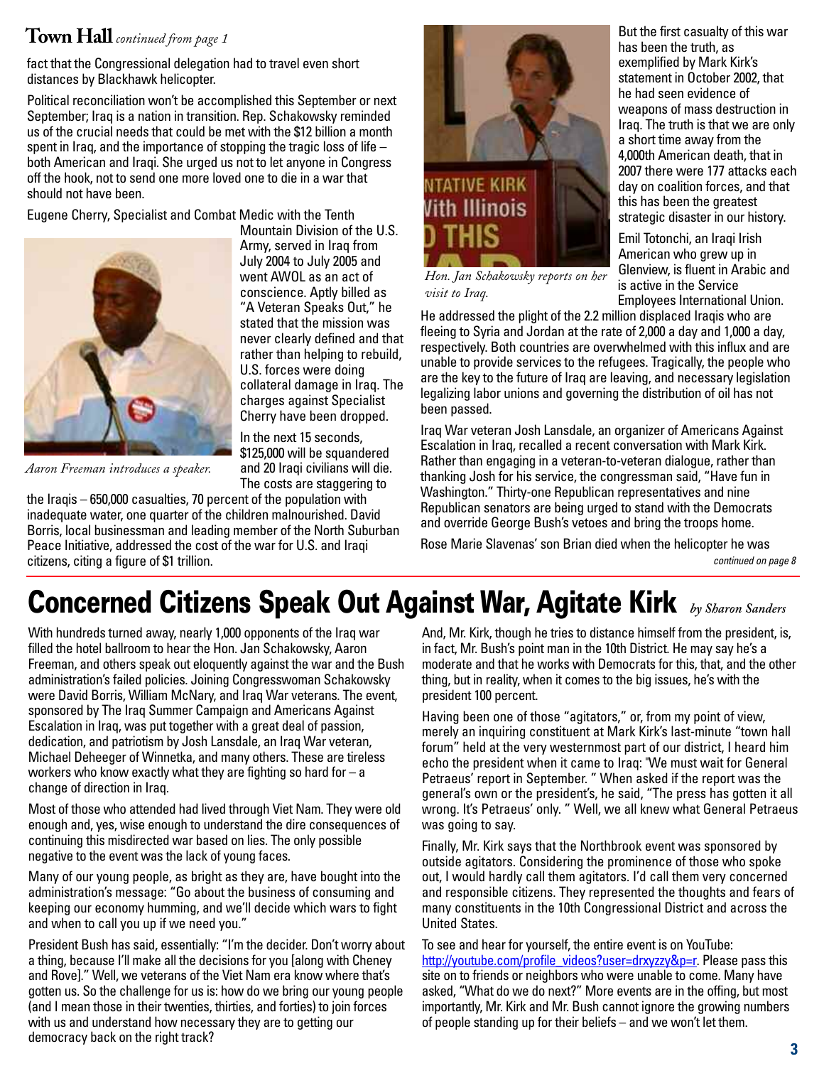## Town Hall *continued from page 1*

fact that the Congressional delegation had to travel even short distances by Blackhawk helicopter.

Political reconciliation won't be accomplished this September or next September; Iraq is a nation in transition. Rep. Schakowsky reminded us of the crucial needs that could be met with the $12 billion a month spent in Iraq, and the importance of stopping the tragic loss of life – both American and Iraqi. She urged us not to let anyone in Congress off the hook, not to send one more loved one to die in a war that should not have been.

Eugene Cherry, Specialist and Combat Medic with the Tenth Mountain Division of the U.S. Army, served in Iraq from July 2004 to July 2005 and went AWOL as an act of conscience. Aptly billed as "A Veteran Speaks Out," he stated that the mission was never clearly defined and that rather than helping to rebuild, U.S. forces were doing collateral damage in Iraq. The charges against Specialist Cherry have been dropped.

*Aaron Freeman introduces a speaker.*

In the next 15 seconds, $125,000 will be squandered and 20 Iraqi civilians will die. The costs are staggering to the Iraqis – 650,000 casualties, 70 percent of the population with inadequate water, one quarter of the children malnourished. David Borris, local businessman and leading member of the North Suburban Peace Initiative, addressed the cost of the war for U.S. and Iraqi citizens, citing a figure of $1 trillion.

*Hon. Jan Schakowsky reports on her visit to Iraq.*

But the first casualty of this war has been the truth, as exemplified by Mark Kirk's statement in October 2002, that he had seen evidence of weapons of mass destruction in Iraq. The truth is that we are only a short time away from the 4,000th American death, that in 2007 there were 177 attacks each day on coalition forces, and that this has been the greatest strategic disaster in our history.

Emil Totonchi, an Iraqi Irish American who grew up in Glenview, is fluent in Arabic and is active in the Service Employees International Union. He addressed the plight of the 2.2 million displaced Iraqis who are fleeing to Syria and Jordan at the rate of 2,000 a day and 1,000 a day, respectively. Both countries are overwhelmed with this influx and are unable to provide services to the refugees. Tragically, the people who are the key to the future of Iraq are leaving, and necessary legislation legalizing labor unions and governing the distribution of oil has not been passed.

Iraq War veteran Josh Lansdale, an organizer of Americans Against Escalation in Iraq, recalled a recent conversation with Mark Kirk. Rather than engaging in a veteran-to-veteran dialogue, rather than thanking Josh for his service, the congressman said, "Have fun in Washington." Thirty-one Republican representatives and nine Republican senators are being urged to stand with the Democrats and override George Bush's vetoes and bring the troops home.

Rose Marie Slavenas' son Brian died when the helicopter he was

*continued on page 8*

# Concerned Citizens Speak Out Against War, Agitate Kirk

*by Sharon Sanders*

With hundreds turned away, nearly 1,000 opponents of the Iraq war filled the hotel ballroom to hear the Hon. Jan Schakowsky, Aaron Freeman, and others speak out eloquently against the war and the Bush administration's failed policies. Joining Congresswoman Schakowsky were David Borris, William McNary, and Iraq War veterans. The event, sponsored by The Iraq Summer Campaign and Americans Against Escalation in Iraq, was put together with a great deal of passion, dedication, and patriotism by Josh Lansdale, an Iraq War veteran, Michael Deheeger of Winnetka, and many others. These are tireless workers who know exactly what they are fighting so hard for – a change of direction in Iraq.

Most of those who attended had lived through Viet Nam. They were old enough and, yes, wise enough to understand the dire consequences of continuing this misdirected war based on lies. The only possible negative to the event was the lack of young faces.

Many of our young people, as bright as they are, have bought into the administration's message: "Go about the business of consuming and keeping our economy humming, and we'll decide which wars to fight and when to call you up if we need you."

President Bush has said, essentially: "I'm the decider. Don't worry about a thing, because I'll make all the decisions for you [along with Cheney and Rove]." Well, we veterans of the Viet Nam era know where that's gotten us. So the challenge for us is: how do we bring our young people (and I mean those in their twenties, thirties, and forties) to join forces with us and understand how necessary they are to getting our democracy back on the right track?

And, Mr. Kirk, though he tries to distance himself from the president, is, in fact, Mr. Bush's point man in the 10th District. He may say he's a moderate and that he works with Democrats for this, that, and the other thing, but in reality, when it comes to the big issues, he's with the president 100 percent.

Having been one of those "agitators," or, from my point of view, merely an inquiring constituent at Mark Kirk's last-minute "town hall forum" held at the very westernmost part of our district, I heard him echo the president when it came to Iraq: "We must wait for General Petraeus' report in September. " When asked if the report was the general's own or the president's, he said, "The press has gotten it all wrong. It's Petraeus' only. " Well, we all knew what General Petraeus was going to say.

Finally, Mr. Kirk says that the Northbrook event was sponsored by outside agitators. Considering the prominence of those who spoke out, I would hardly call them agitators. I'd call them very concerned and responsible citizens. They represented the thoughts and fears of many constituents in the 10th Congressional District and across the United States.

To see and hear for yourself, the entire event is on YouTube: http://youtube.com/profile_videos?user=drxyzzy&p=r. Please pass this site on to friends or neighbors who were unable to come. Many have asked, "What do we do next?" More events are in the offing, but most importantly, Mr. Kirk and Mr. Bush cannot ignore the growing numbers of people standing up for their beliefs – and we won't let them.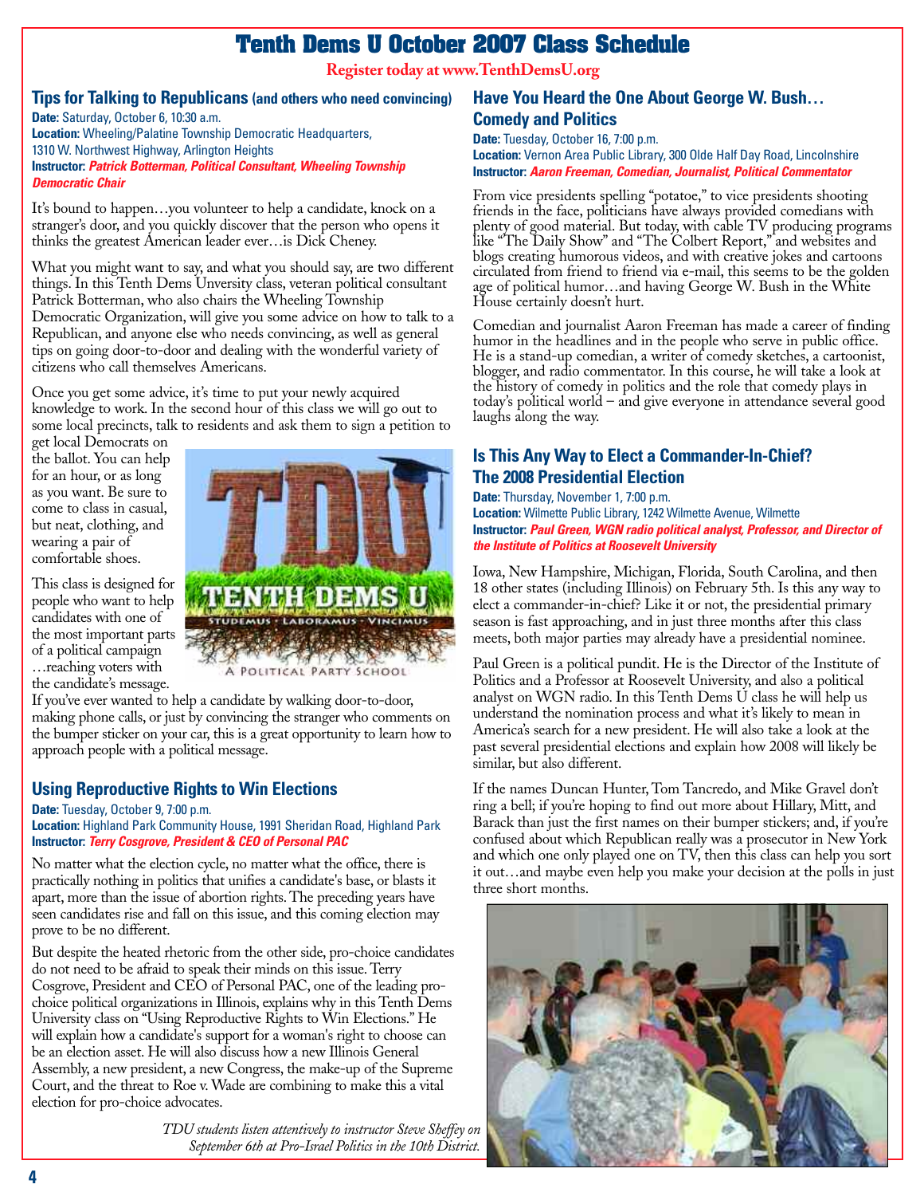# Tenth Dems U October 2007 Class Schedule

**Register today at www.TenthDemsU.org**

## Tips for Talking to Republicans (and others who need convincing)

**Date:** Saturday, October 6, 10:30 a.m.
**Location:** Wheeling/Palatine Township Democratic Headquarters, 1310 W. Northwest Highway, Arlington Heights
**Instructor:** ***Patrick Botterman, Political Consultant, Wheeling Township Democratic Chair***

It's bound to happen…you volunteer to help a candidate, knock on a stranger's door, and you quickly discover that the person who opens it thinks the greatest American leader ever…is Dick Cheney.

What you might want to say, and what you should say, are two different things. In this Tenth Dems Unversity class, veteran political consultant Patrick Botterman, who also chairs the Wheeling Township Democratic Organization, will give you some advice on how to talk to a Republican, and anyone else who needs convincing, as well as general tips on going door-to-door and dealing with the wonderful variety of citizens who call themselves Americans.

Once you get some advice, it's time to put your newly acquired knowledge to work. In the second hour of this class we will go out to some local precincts, talk to residents and ask them to sign a petition to get local Democrats on the ballot. You can help for an hour, or as long as you want. Be sure to come to class in casual, but neat, clothing, and wearing a pair of comfortable shoes.

This class is designed for people who want to help candidates with one of the most important parts of a political campaign …reaching voters with the candidate's message. If you've ever wanted to help a candidate by walking door-to-door, making phone calls, or just by convincing the stranger who comments on the bumper sticker on your car, this is a great opportunity to learn how to approach people with a political message.

## Using Reproductive Rights to Win Elections

**Date:** Tuesday, October 9, 7:00 p.m.
**Location:** Highland Park Community House, 1991 Sheridan Road, Highland Park
**Instructor:** ***Terry Cosgrove, President & CEO of Personal PAC***

No matter what the election cycle, no matter what the office, there is practically nothing in politics that unifies a candidate's base, or blasts it apart, more than the issue of abortion rights. The preceding years have seen candidates rise and fall on this issue, and this coming election may prove to be no different.

But despite the heated rhetoric from the other side, pro-choice candidates do not need to be afraid to speak their minds on this issue. Terry Cosgrove, President and CEO of Personal PAC, one of the leading pro-choice political organizations in Illinois, explains why in this Tenth Dems University class on "Using Reproductive Rights to Win Elections." He will explain how a candidate's support for a woman's right to choose can be an election asset. He will also discuss how a new Illinois General Assembly, a new president, a new Congress, the make-up of the Supreme Court, and the threat to Roe v. Wade are combining to make this a vital election for pro-choice advocates.

## Have You Heard the One About George W. Bush… Comedy and Politics

**Date:** Tuesday, October 16, 7:00 p.m.
**Location:** Vernon Area Public Library, 300 Olde Half Day Road, Lincolnshire
**Instructor:** ***Aaron Freeman, Comedian, Journalist, Political Commentator***

From vice presidents spelling "potatoe," to vice presidents shooting friends in the face, politicians have always provided comedians with plenty of good material. But today, with cable TV producing programs like "The Daily Show" and "The Colbert Report," and websites and blogs creating humorous videos, and with creative jokes and cartoons circulated from friend to friend via e-mail, this seems to be the golden age of political humor…and having George W. Bush in the White House certainly doesn't hurt.

Comedian and journalist Aaron Freeman has made a career of finding humor in the headlines and in the people who serve in public office. He is a stand-up comedian, a writer of comedy sketches, a cartoonist, blogger, and radio commentator. In this course, he will take a look at the history of comedy in politics and the role that comedy plays in today's political world – and give everyone in attendance several good laughs along the way.

## Is This Any Way to Elect a Commander-In-Chief? The 2008 Presidential Election

**Date:** Thursday, November 1, 7:00 p.m.
**Location:** Wilmette Public Library, 1242 Wilmette Avenue, Wilmette
**Instructor:** ***Paul Green, WGN radio political analyst, Professor, and Director of the Institute of Politics at Roosevelt University***

Iowa, New Hampshire, Michigan, Florida, South Carolina, and then 18 other states (including Illinois) on February 5th. Is this any way to elect a commander-in-chief? Like it or not, the presidential primary season is fast approaching, and in just three months after this class meets, both major parties may already have a presidential nominee.

Paul Green is a political pundit. He is the Director of the Institute of Politics and a Professor at Roosevelt University, and also a political analyst on WGN radio. In this Tenth Dems U class he will help us understand the nomination process and what it's likely to mean in America's search for a new president. He will also take a look at the past several presidential elections and explain how 2008 will likely be similar, but also different.

If the names Duncan Hunter, Tom Tancredo, and Mike Gravel don't ring a bell; if you're hoping to find out more about Hillary, Mitt, and Barack than just the first names on their bumper stickers; and, if you're confused about which Republican really was a prosecutor in New York and which one only played one on TV, then this class can help you sort it out…and maybe even help you make your decision at the polls in just three short months.

*TDU students listen attentively to instructor Steve Sheffey on September 6th at Pro-Israel Politics in the 10th District.*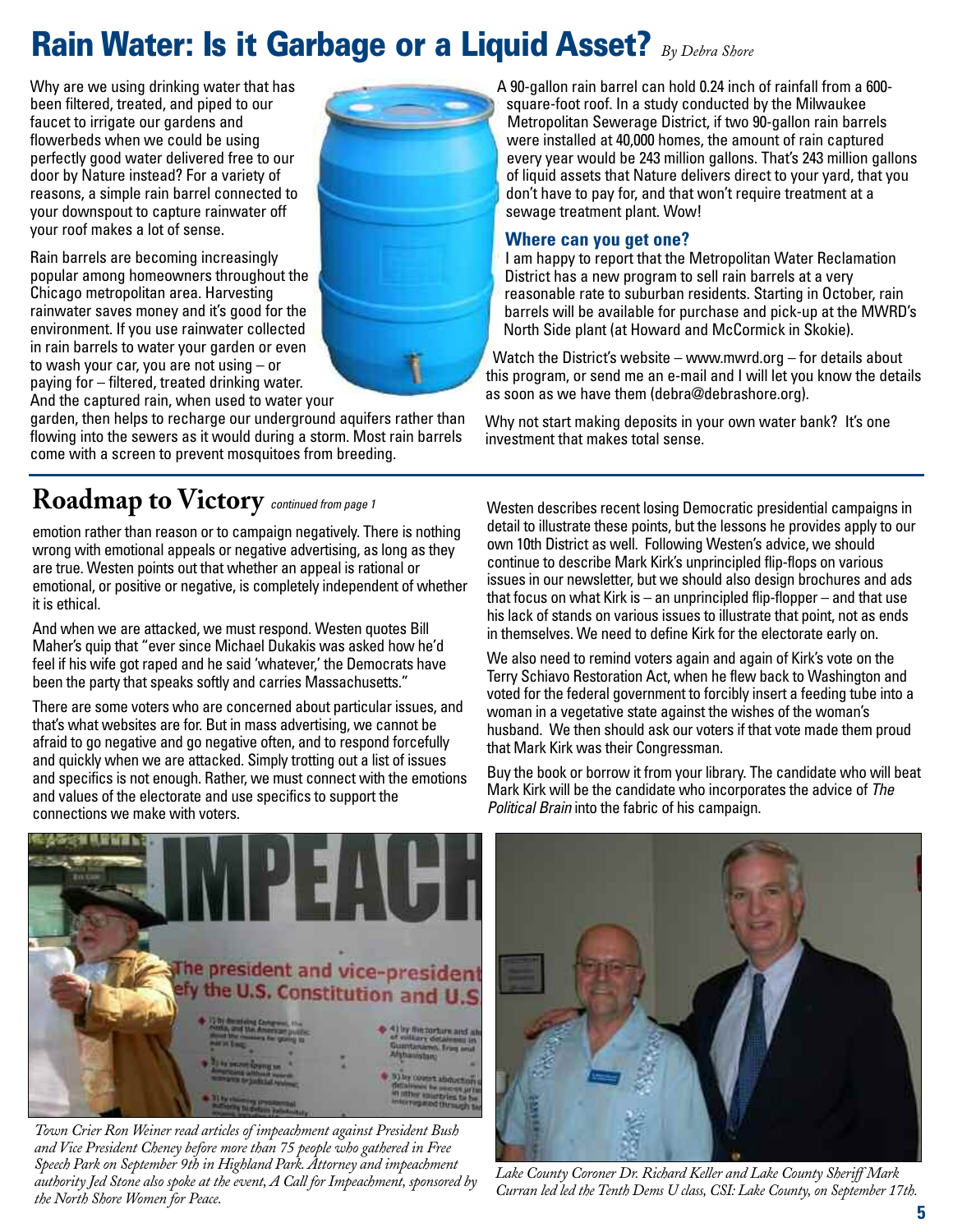# Rain Water: Is it Garbage or a Liquid Asset? *By Debra Shore*

Why are we using drinking water that has been filtered, treated, and piped to our faucet to irrigate our gardens and flowerbeds when we could be using perfectly good water delivered free to our door by Nature instead? For a variety of reasons, a simple rain barrel connected to your downspout to capture rainwater off your roof makes a lot of sense.

Rain barrels are becoming increasingly popular among homeowners throughout the Chicago metropolitan area. Harvesting rainwater saves money and it's good for the environment. If you use rainwater collected in rain barrels to water your garden or even to wash your car, you are not using – or paying for – filtered, treated drinking water. And the captured rain, when used to water your garden, then helps to recharge our underground aquifers rather than flowing into the sewers as it would during a storm. Most rain barrels come with a screen to prevent mosquitoes from breeding.

A 90-gallon rain barrel can hold 0.24 inch of rainfall from a 600-square-foot roof. In a study conducted by the Milwaukee Metropolitan Sewerage District, if two 90-gallon rain barrels were installed at 40,000 homes, the amount of rain captured every year would be 243 million gallons. That's 243 million gallons of liquid assets that Nature delivers direct to your yard, that you don't have to pay for, and that won't require treatment at a sewage treatment plant. Wow!

### Where can you get one?

I am happy to report that the Metropolitan Water Reclamation District has a new program to sell rain barrels at a very reasonable rate to suburban residents. Starting in October, rain barrels will be available for purchase and pick-up at the MWRD's North Side plant (at Howard and McCormick in Skokie).

Watch the District's website – www.mwrd.org – for details about this program, or send me an e-mail and I will let you know the details as soon as we have them (debra@debrashore.org).

Why not start making deposits in your own water bank? It's one investment that makes total sense.

# Roadmap to Victory *continued from page 1*

emotion rather than reason or to campaign negatively. There is nothing wrong with emotional appeals or negative advertising, as long as they are true. Westen points out that whether an appeal is rational or emotional, or positive or negative, is completely independent of whether it is ethical.

And when we are attacked, we must respond. Westen quotes Bill Maher's quip that "ever since Michael Dukakis was asked how he'd feel if his wife got raped and he said 'whatever,' the Democrats have been the party that speaks softly and carries Massachusetts."

There are some voters who are concerned about particular issues, and that's what websites are for. But in mass advertising, we cannot be afraid to go negative and go negative often, and to respond forcefully and quickly when we are attacked. Simply trotting out a list of issues and specifics is not enough. Rather, we must connect with the emotions and values of the electorate and use specifics to support the connections we make with voters.

Westen describes recent losing Democratic presidential campaigns in detail to illustrate these points, but the lessons he provides apply to our own 10th District as well. Following Westen's advice, we should continue to describe Mark Kirk's unprincipled flip-flops on various issues in our newsletter, but we should also design brochures and ads that focus on what Kirk is – an unprincipled flip-flopper – and that use his lack of stands on various issues to illustrate that point, not as ends in themselves. We need to define Kirk for the electorate early on.

We also need to remind voters again and again of Kirk's vote on the Terry Schiavo Restoration Act, when he flew back to Washington and voted for the federal government to forcibly insert a feeding tube into a woman in a vegetative state against the wishes of the woman's husband. We then should ask our voters if that vote made them proud that Mark Kirk was their Congressman.

Buy the book or borrow it from your library. The candidate who will beat Mark Kirk will be the candidate who incorporates the advice of *The Political Brain* into the fabric of his campaign.

*Town Crier Ron Weiner read articles of impeachment against President Bush and Vice President Cheney before more than 75 people who gathered in Free Speech Park on September 9th in Highland Park. Attorney and impeachment authority Jed Stone also spoke at the event, A Call for Impeachment, sponsored by the North Shore Women for Peace.*

*Lake County Coroner Dr. Richard Keller and Lake County Sheriff Mark Curran led led the Tenth Dems U class, CSI: Lake County, on September 17th.*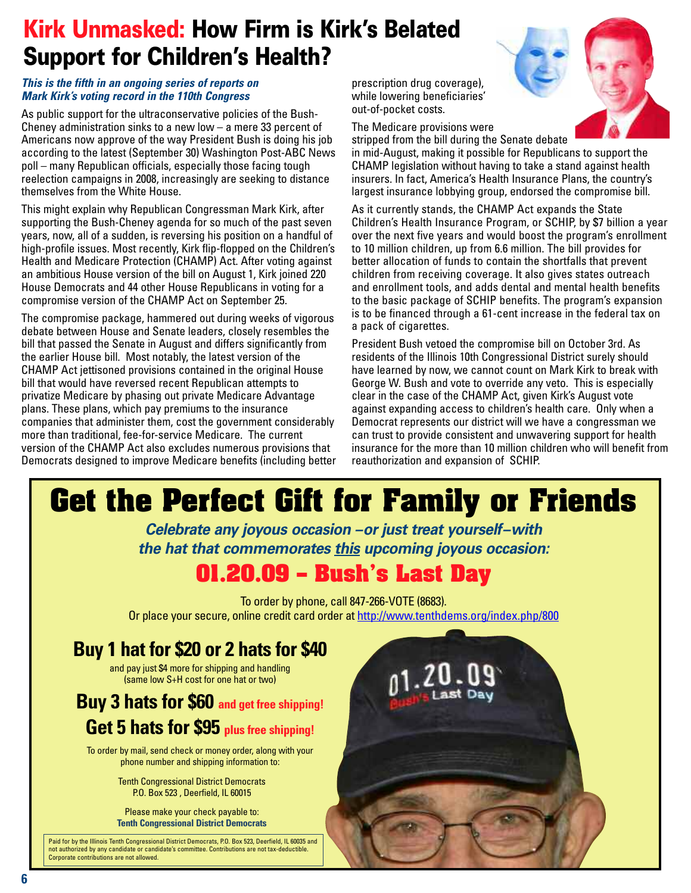# Kirk Unmasked: How Firm is Kirk's Belated Support for Children's Health?

***This is the fifth in an ongoing series of reports on Mark Kirk's voting record in the 110th Congress***

As public support for the ultraconservative policies of the Bush-Cheney administration sinks to a new low – a mere 33 percent of Americans now approve of the way President Bush is doing his job according to the latest (September 30) Washington Post-ABC News poll – many Republican officials, especially those facing tough reelection campaigns in 2008, increasingly are seeking to distance themselves from the White House.

This might explain why Republican Congressman Mark Kirk, after supporting the Bush-Cheney agenda for so much of the past seven years, now, all of a sudden, is reversing his position on a handful of high-profile issues. Most recently, Kirk flip-flopped on the Children's Health and Medicare Protection (CHAMP) Act. After voting against an ambitious House version of the bill on August 1, Kirk joined 220 House Democrats and 44 other House Republicans in voting for a compromise version of the CHAMP Act on September 25.

The compromise package, hammered out during weeks of vigorous debate between House and Senate leaders, closely resembles the bill that passed the Senate in August and differs significantly from the earlier House bill. Most notably, the latest version of the CHAMP Act jettisoned provisions contained in the original House bill that would have reversed recent Republican attempts to privatize Medicare by phasing out private Medicare Advantage plans. These plans, which pay premiums to the insurance companies that administer them, cost the government considerably more than traditional, fee-for-service Medicare. The current version of the CHAMP Act also excludes numerous provisions that Democrats designed to improve Medicare benefits (including better prescription drug coverage), while lowering beneficiaries' out-of-pocket costs.

The Medicare provisions were stripped from the bill during the Senate debate in mid-August, making it possible for Republicans to support the CHAMP legislation without having to take a stand against health insurers. In fact, America's Health Insurance Plans, the country's largest insurance lobbying group, endorsed the compromise bill.

As it currently stands, the CHAMP Act expands the State Children's Health Insurance Program, or SCHIP, by $7 billion a year over the next five years and would boost the program's enrollment to 10 million children, up from 6.6 million. The bill provides for better allocation of funds to contain the shortfalls that prevent children from receiving coverage. It also gives states outreach and enrollment tools, and adds dental and mental health benefits to the basic package of SCHIP benefits. The program's expansion is to be financed through a 61-cent increase in the federal tax on a pack of cigarettes.

President Bush vetoed the compromise bill on October 3rd. As residents of the Illinois 10th Congressional District surely should have learned by now, we cannot count on Mark Kirk to break with George W. Bush and vote to override any veto. This is especially clear in the case of the CHAMP Act, given Kirk's August vote against expanding access to children's health care. Only when a Democrat represents our district will we have a congressman we can trust to provide consistent and unwavering support for health insurance for the more than 10 million children who will benefit from reauthorization and expansion of SCHIP.

# Get the Perfect Gift for Family or Friends

***Celebrate any joyous occasion –or just treat yourself–with the hat that commemorates this upcoming joyous occasion:***

## 01.20.09 – Bush's Last Day

To order by phone, call 847-266-VOTE (8683).
Or place your secure, online credit card order at http://www.tenthdems.org/index.php/800

### Buy 1 hat for $20 or 2 hats for $40

and pay just $4 more for shipping and handling
(same low S+H cost for one hat or two)

### Buy 3 hats for $60 and get free shipping!

### Get 5 hats for $95 plus free shipping!

To order by mail, send check or money order, along with your phone number and shipping information to:

Tenth Congressional District Democrats
P.O. Box 523 , Deerfield, IL 60015

Please make your check payable to:
**Tenth Congressional District Democrats**

Paid for by the Illinois Tenth Congressional District Democrats, P.O. Box 523, Deerfield, IL 60035 and not authorized by any candidate or candidate's committee. Contributions are not tax-deductible. Corporate contributions are not allowed.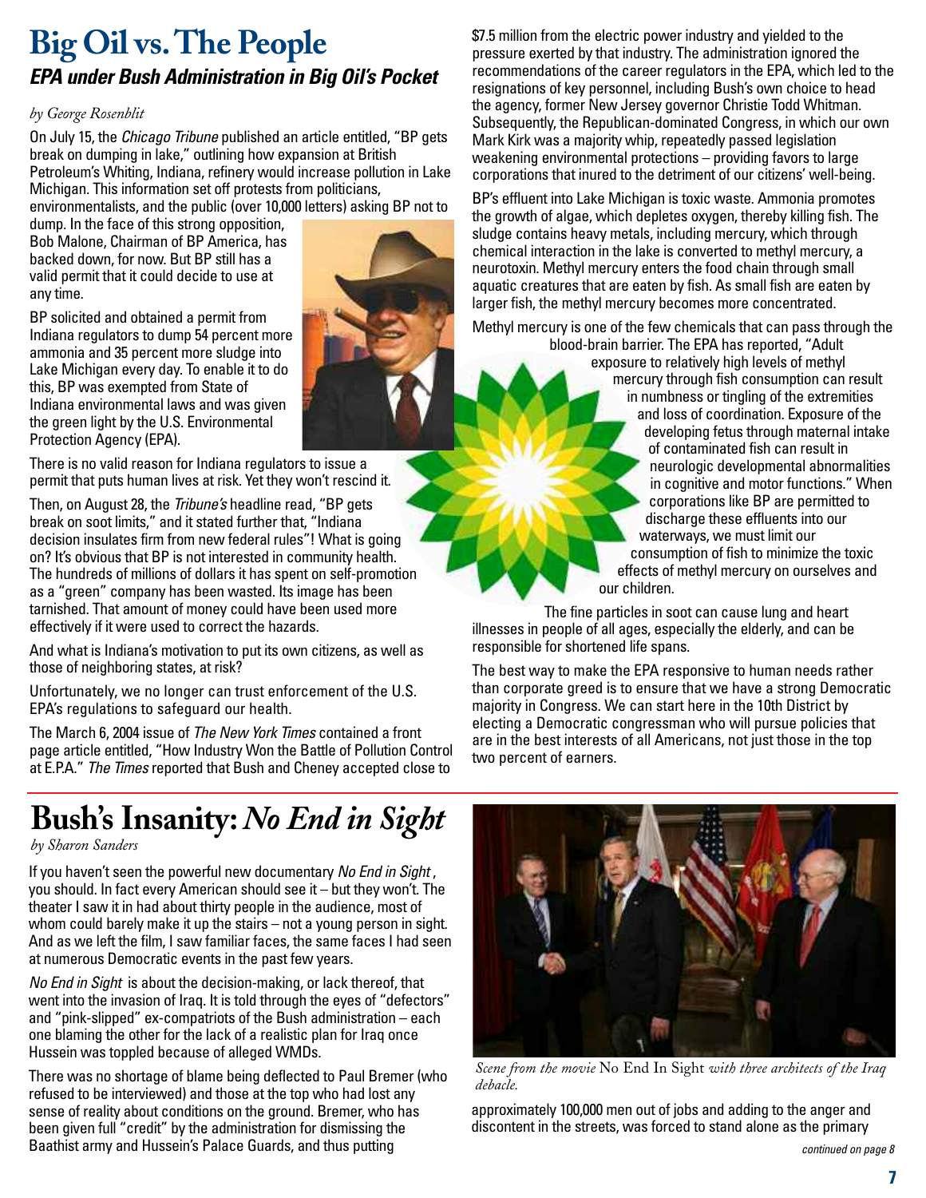# Big Oil vs. The People

## *EPA under Bush Administration in Big Oil's Pocket*

*by George Rosenblit*

On July 15, the *Chicago Tribune* published an article entitled, "BP gets break on dumping in lake," outlining how expansion at British Petroleum's Whiting, Indiana, refinery would increase pollution in Lake Michigan. This information set off protests from politicians, environmentalists, and the public (over 10,000 letters) asking BP not to dump. In the face of this strong opposition, Bob Malone, Chairman of BP America, has backed down, for now. But BP still has a valid permit that it could decide to use at any time.

BP solicited and obtained a permit from Indiana regulators to dump 54 percent more ammonia and 35 percent more sludge into Lake Michigan every day. To enable it to do this, BP was exempted from State of Indiana environmental laws and was given the green light by the U.S. Environmental Protection Agency (EPA).

There is no valid reason for Indiana regulators to issue a permit that puts human lives at risk. Yet they won't rescind it.

Then, on August 28, the *Tribune's* headline read, "BP gets break on soot limits," and it stated further that, "Indiana decision insulates firm from new federal rules"! What is going on? It's obvious that BP is not interested in community health. The hundreds of millions of dollars it has spent on self-promotion as a "green" company has been wasted. Its image has been tarnished. That amount of money could have been used more effectively if it were used to correct the hazards.

And what is Indiana's motivation to put its own citizens, as well as those of neighboring states, at risk?

Unfortunately, we no longer can trust enforcement of the U.S. EPA's regulations to safeguard our health.

The March 6, 2004 issue of *The New York Times* contained a front page article entitled, "How Industry Won the Battle of Pollution Control at E.P.A." *The Times* reported that Bush and Cheney accepted close to $7.5 million from the electric power industry and yielded to the pressure exerted by that industry. The administration ignored the recommendations of the career regulators in the EPA, which led to the resignations of key personnel, including Bush's own choice to head the agency, former New Jersey governor Christie Todd Whitman. Subsequently, the Republican-dominated Congress, in which our own Mark Kirk was a majority whip, repeatedly passed legislation weakening environmental protections – providing favors to large corporations that inured to the detriment of our citizens' well-being.

BP's effluent into Lake Michigan is toxic waste. Ammonia promotes the growth of algae, which depletes oxygen, thereby killing fish. The sludge contains heavy metals, including mercury, which through chemical interaction in the lake is converted to methyl mercury, a neurotoxin. Methyl mercury enters the food chain through small aquatic creatures that are eaten by fish. As small fish are eaten by larger fish, the methyl mercury becomes more concentrated.

Methyl mercury is one of the few chemicals that can pass through the blood-brain barrier. The EPA has reported, "Adult exposure to relatively high levels of methyl mercury through fish consumption can result in numbness or tingling of the extremities and loss of coordination. Exposure of the developing fetus through maternal intake of contaminated fish can result in neurologic developmental abnormalities in cognitive and motor functions." When corporations like BP are permitted to discharge these effluents into our waterways, we must limit our consumption of fish to minimize the toxic effects of methyl mercury on ourselves and our children.

The fine particles in soot can cause lung and heart illnesses in people of all ages, especially the elderly, and can be responsible for shortened life spans.

The best way to make the EPA responsive to human needs rather than corporate greed is to ensure that we have a strong Democratic majority in Congress. We can start here in the 10th District by electing a Democratic congressman who will pursue policies that are in the best interests of all Americans, not just those in the top two percent of earners.

# Bush's Insanity: *No End in Sight*

*by Sharon Sanders*

If you haven't seen the powerful new documentary *No End in Sight*, you should. In fact every American should see it – but they won't. The theater I saw it in had about thirty people in the audience, most of whom could barely make it up the stairs – not a young person in sight. And as we left the film, I saw familiar faces, the same faces I had seen at numerous Democratic events in the past few years.

*No End in Sight* is about the decision-making, or lack thereof, that went into the invasion of Iraq. It is told through the eyes of "defectors" and "pink-slipped" ex-compatriots of the Bush administration – each one blaming the other for the lack of a realistic plan for Iraq once Hussein was toppled because of alleged WMDs.

There was no shortage of blame being deflected to Paul Bremer (who refused to be interviewed) and those at the top who had lost any sense of reality about conditions on the ground. Bremer, who has been given full "credit" by the administration for dismissing the Baathist army and Hussein's Palace Guards, and thus putting approximately 100,000 men out of jobs and adding to the anger and discontent in the streets, was forced to stand alone as the primary

*Scene from the movie* No End In Sight *with three architects of the Iraq debacle.*

*continued on page 8*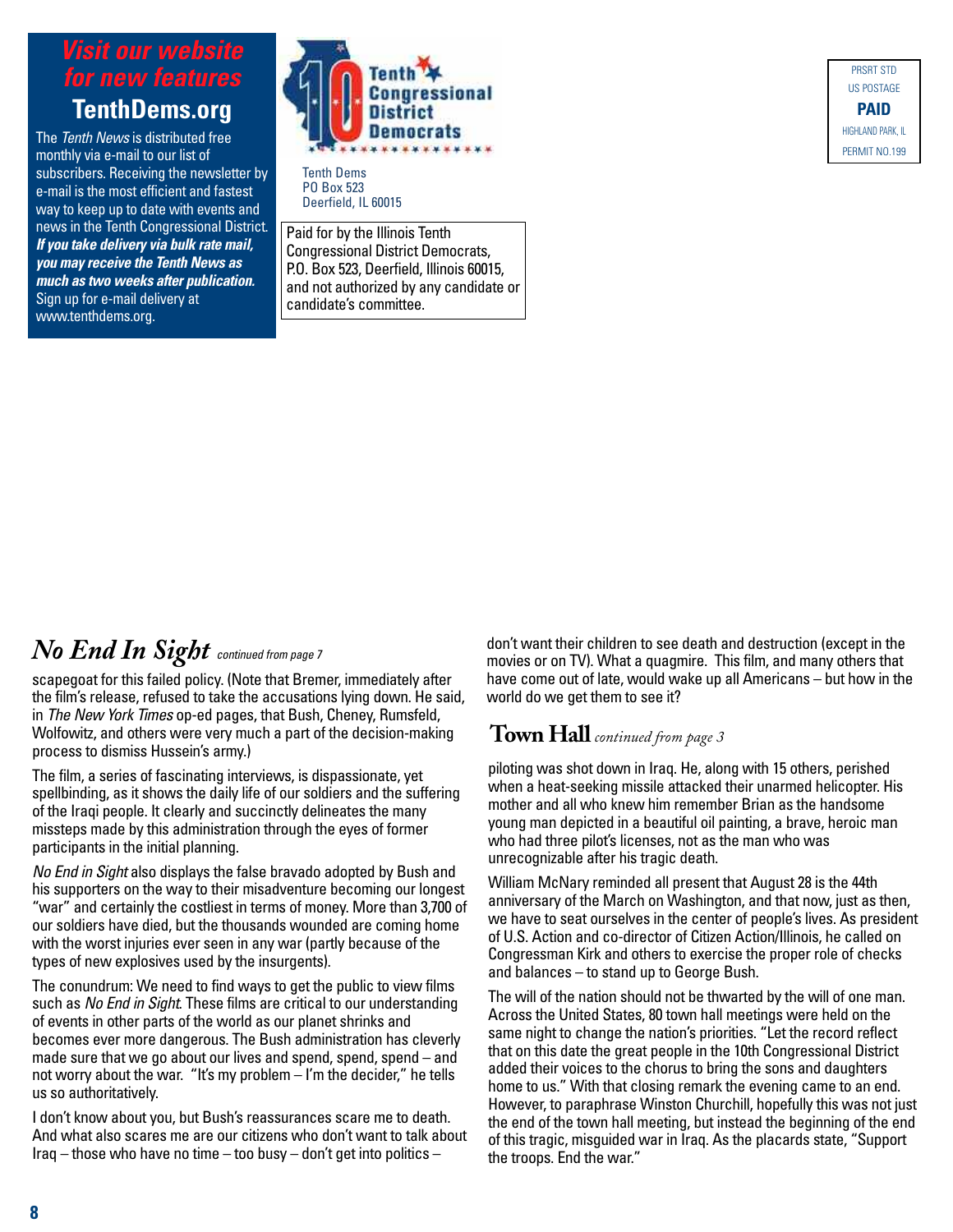**Visit our website for new features**

**TenthDems.org**

The *Tenth News* is distributed free monthly via e-mail to our list of subscribers. Receiving the newsletter by e-mail is the most efficient and fastest way to keep up to date with events and news in the Tenth Congressional District. ***If you take delivery via bulk rate mail, you may receive the Tenth News as much as two weeks after publication.*** Sign up for e-mail delivery at www.tenthdems.org.

Tenth Congressional District Democrats

Tenth Dems
PO Box 523
Deerfield, IL 60015

Paid for by the Illinois Tenth Congressional District Democrats, P.O. Box 523, Deerfield, Illinois 60015, and not authorized by any candidate or candidate's committee.

PRSRT STD
US POSTAGE
**PAID**
HIGHLAND PARK, IL
PERMIT NO.199

## *No End In Sight* *continued from page 7*

scapegoat for this failed policy. (Note that Bremer, immediately after the film's release, refused to take the accusations lying down. He said, in *The New York Times* op-ed pages, that Bush, Cheney, Rumsfeld, Wolfowitz, and others were very much a part of the decision-making process to dismiss Hussein's army.)

The film, a series of fascinating interviews, is dispassionate, yet spellbinding, as it shows the daily life of our soldiers and the suffering of the Iraqi people. It clearly and succinctly delineates the many missteps made by this administration through the eyes of former participants in the initial planning.

*No End in Sight* also displays the false bravado adopted by Bush and his supporters on the way to their misadventure becoming our longest "war" and certainly the costliest in terms of money. More than 3,700 of our soldiers have died, but the thousands wounded are coming home with the worst injuries ever seen in any war (partly because of the types of new explosives used by the insurgents).

The conundrum: We need to find ways to get the public to view films such as *No End in Sight*. These films are critical to our understanding of events in other parts of the world as our planet shrinks and becomes ever more dangerous. The Bush administration has cleverly made sure that we go about our lives and spend, spend, spend – and not worry about the war. "It's my problem – I'm the decider," he tells us so authoritatively.

I don't know about you, but Bush's reassurances scare me to death. And what also scares me are our citizens who don't want to talk about Iraq – those who have no time – too busy – don't get into politics – don't want their children to see death and destruction (except in the movies or on TV). What a quagmire. This film, and many others that have come out of late, would wake up all Americans – but how in the world do we get them to see it?

## Town Hall *continued from page 3*

piloting was shot down in Iraq. He, along with 15 others, perished when a heat-seeking missile attacked their unarmed helicopter. His mother and all who knew him remember Brian as the handsome young man depicted in a beautiful oil painting, a brave, heroic man who had three pilot's licenses, not as the man who was unrecognizable after his tragic death.

William McNary reminded all present that August 28 is the 44th anniversary of the March on Washington, and that now, just as then, we have to seat ourselves in the center of people's lives. As president of U.S. Action and co-director of Citizen Action/Illinois, he called on Congressman Kirk and others to exercise the proper role of checks and balances – to stand up to George Bush.

The will of the nation should not be thwarted by the will of one man. Across the United States, 80 town hall meetings were held on the same night to change the nation's priorities. "Let the record reflect that on this date the great people in the 10th Congressional District added their voices to the chorus to bring the sons and daughters home to us." With that closing remark the evening came to an end. However, to paraphrase Winston Churchill, hopefully this was not just the end of the town hall meeting, but instead the beginning of the end of this tragic, misguided war in Iraq. As the placards state, "Support the troops. End the war."